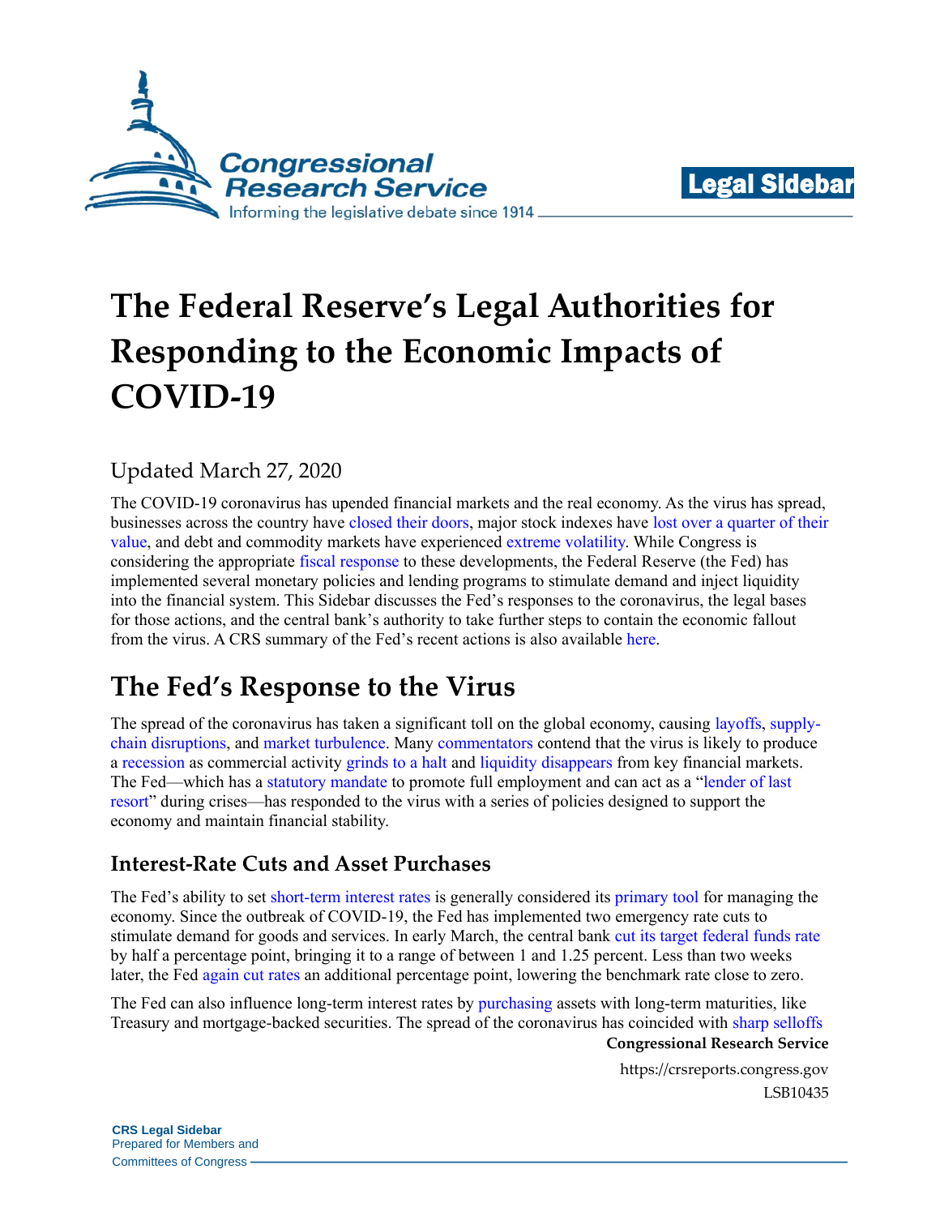# The Federal Reserve's Legal Authorities for Responding to the Economic Impacts of COVID-19

Updated March 27, 2020

The COVID-19 coronavirus has upended financial markets and the real economy. As the virus has spread, businesses across the country have closed their doors, major stock indexes have lost over a quarter of their value, and debt and commodity markets have experienced extreme volatility. While Congress is considering the appropriate fiscal response to these developments, the Federal Reserve (the Fed) has implemented several monetary policies and lending programs to stimulate demand and inject liquidity into the financial system. This Sidebar discusses the Fed's responses to the coronavirus, the legal bases for those actions, and the central bank's authority to take further steps to contain the economic fallout from the virus. A CRS summary of the Fed's recent actions is also available here.

## The Fed's Response to the Virus

The spread of the coronavirus has taken a significant toll on the global economy, causing layoffs, supply-chain disruptions, and market turbulence. Many commentators contend that the virus is likely to produce a recession as commercial activity grinds to a halt and liquidity disappears from key financial markets. The Fed—which has a statutory mandate to promote full employment and can act as a "lender of last resort" during crises—has responded to the virus with a series of policies designed to support the economy and maintain financial stability.

### Interest-Rate Cuts and Asset Purchases

The Fed's ability to set short-term interest rates is generally considered its primary tool for managing the economy. Since the outbreak of COVID-19, the Fed has implemented two emergency rate cuts to stimulate demand for goods and services. In early March, the central bank cut its target federal funds rate by half a percentage point, bringing it to a range of between 1 and 1.25 percent. Less than two weeks later, the Fed again cut rates an additional percentage point, lowering the benchmark rate close to zero.

The Fed can also influence long-term interest rates by purchasing assets with long-term maturities, like Treasury and mortgage-backed securities. The spread of the coronavirus has coincided with sharp selloffs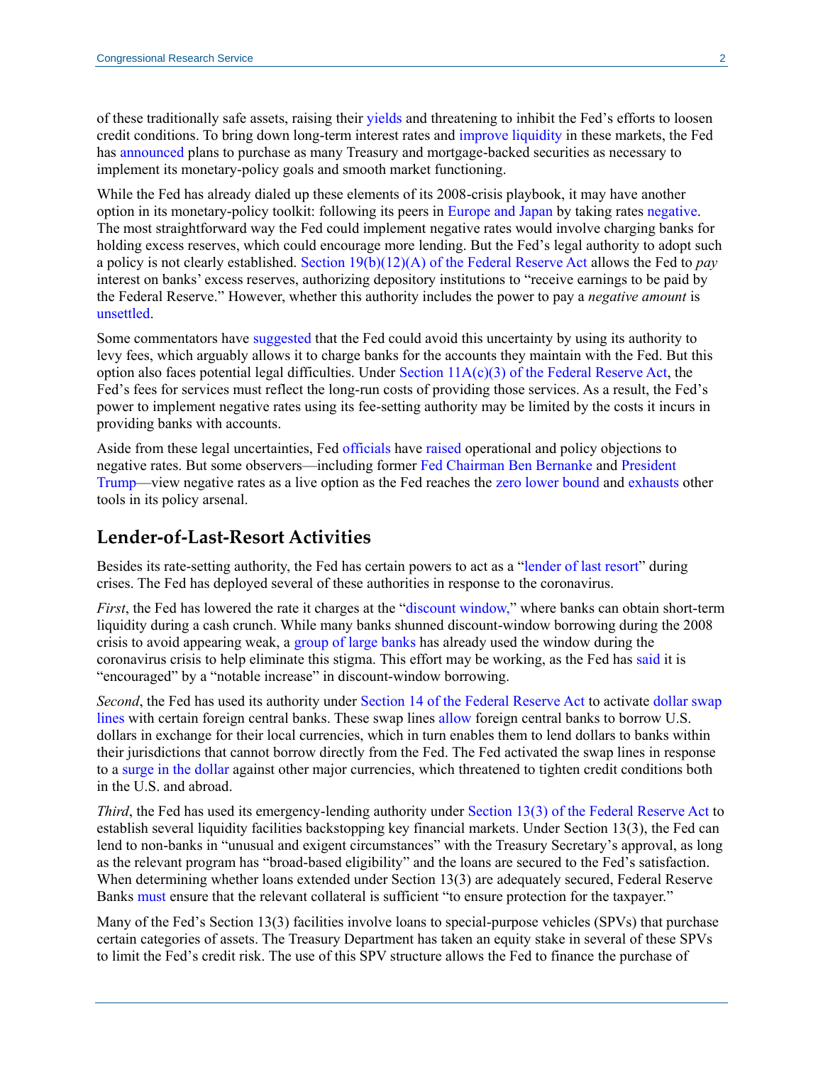of these traditionally safe assets, raising their yields and threatening to inhibit the Fed's efforts to loosen credit conditions. To bring down long-term interest rates and improve liquidity in these markets, the Fed has announced plans to purchase as many Treasury and mortgage-backed securities as necessary to implement its monetary-policy goals and smooth market functioning.

While the Fed has already dialed up these elements of its 2008-crisis playbook, it may have another option in its monetary-policy toolkit: following its peers in Europe and Japan by taking rates negative. The most straightforward way the Fed could implement negative rates would involve charging banks for holding excess reserves, which could encourage more lending. But the Fed's legal authority to adopt such a policy is not clearly established. Section 19(b)(12)(A) of the Federal Reserve Act allows the Fed to *pay* interest on banks' excess reserves, authorizing depository institutions to "receive earnings to be paid by the Federal Reserve." However, whether this authority includes the power to pay a *negative amount* is unsettled.

Some commentators have suggested that the Fed could avoid this uncertainty by using its authority to levy fees, which arguably allows it to charge banks for the accounts they maintain with the Fed. But this option also faces potential legal difficulties. Under Section 11A(c)(3) of the Federal Reserve Act, the Fed's fees for services must reflect the long-run costs of providing those services. As a result, the Fed's power to implement negative rates using its fee-setting authority may be limited by the costs it incurs in providing banks with accounts.

Aside from these legal uncertainties, Fed officials have raised operational and policy objections to negative rates. But some observers—including former Fed Chairman Ben Bernanke and President Trump—view negative rates as a live option as the Fed reaches the zero lower bound and exhausts other tools in its policy arsenal.

## Lender-of-Last-Resort Activities

Besides its rate-setting authority, the Fed has certain powers to act as a "lender of last resort" during crises. The Fed has deployed several of these authorities in response to the coronavirus.

*First*, the Fed has lowered the rate it charges at the "discount window," where banks can obtain short-term liquidity during a cash crunch. While many banks shunned discount-window borrowing during the 2008 crisis to avoid appearing weak, a group of large banks has already used the window during the coronavirus crisis to help eliminate this stigma. This effort may be working, as the Fed has said it is "encouraged" by a "notable increase" in discount-window borrowing.

*Second*, the Fed has used its authority under Section 14 of the Federal Reserve Act to activate dollar swap lines with certain foreign central banks. These swap lines allow foreign central banks to borrow U.S. dollars in exchange for their local currencies, which in turn enables them to lend dollars to banks within their jurisdictions that cannot borrow directly from the Fed. The Fed activated the swap lines in response to a surge in the dollar against other major currencies, which threatened to tighten credit conditions both in the U.S. and abroad.

*Third*, the Fed has used its emergency-lending authority under Section 13(3) of the Federal Reserve Act to establish several liquidity facilities backstopping key financial markets. Under Section 13(3), the Fed can lend to non-banks in "unusual and exigent circumstances" with the Treasury Secretary's approval, as long as the relevant program has "broad-based eligibility" and the loans are secured to the Fed's satisfaction. When determining whether loans extended under Section 13(3) are adequately secured, Federal Reserve Banks must ensure that the relevant collateral is sufficient "to ensure protection for the taxpayer."

Many of the Fed's Section 13(3) facilities involve loans to special-purpose vehicles (SPVs) that purchase certain categories of assets. The Treasury Department has taken an equity stake in several of these SPVs to limit the Fed's credit risk. The use of this SPV structure allows the Fed to finance the purchase of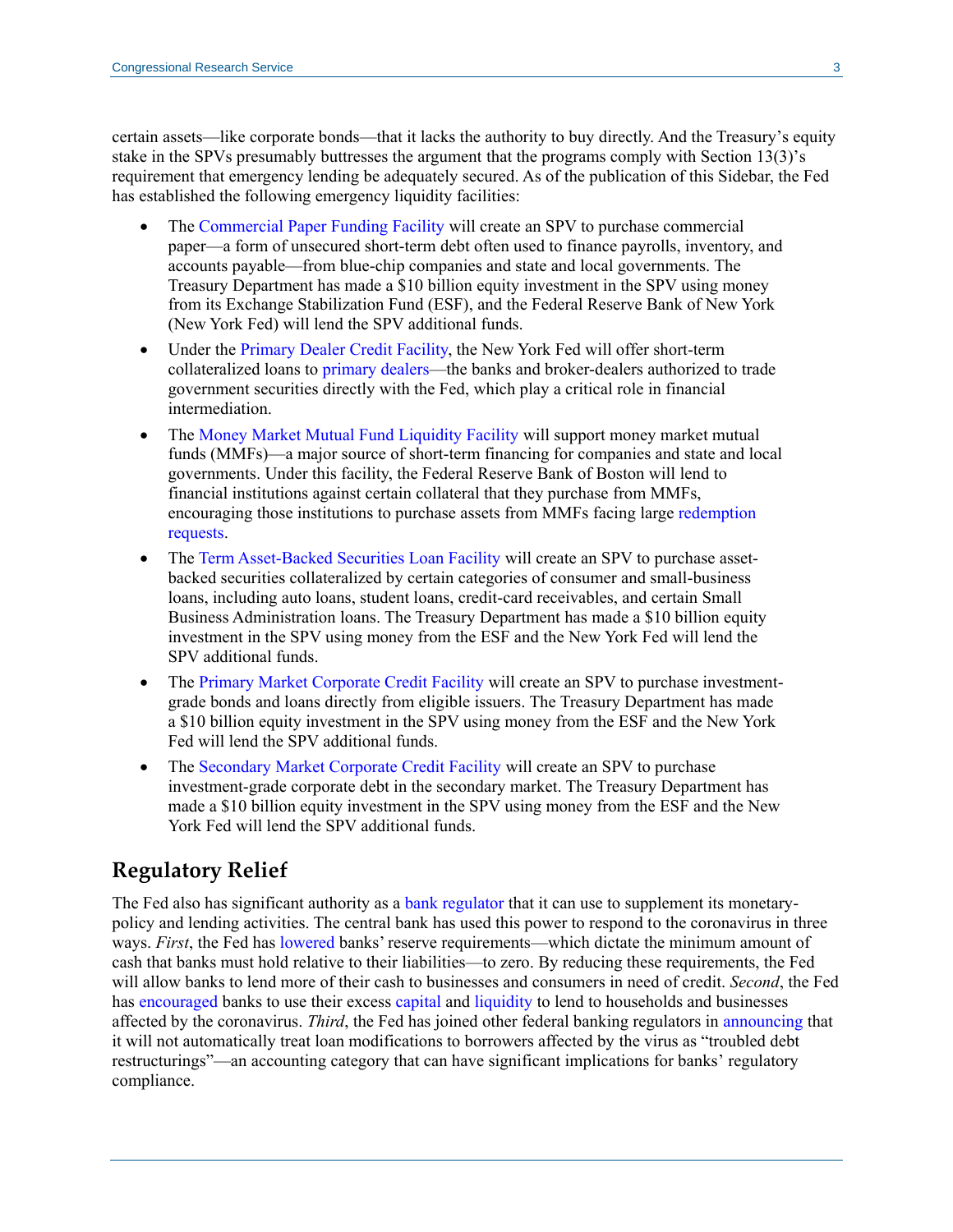certain assets—like corporate bonds—that it lacks the authority to buy directly. And the Treasury's equity stake in the SPVs presumably buttresses the argument that the programs comply with Section 13(3)'s requirement that emergency lending be adequately secured. As of the publication of this Sidebar, the Fed has established the following emergency liquidity facilities:

- The Commercial Paper Funding Facility will create an SPV to purchase commercial paper—a form of unsecured short-term debt often used to finance payrolls, inventory, and accounts payable—from blue-chip companies and state and local governments. The Treasury Department has made a $10 billion equity investment in the SPV using money from its Exchange Stabilization Fund (ESF), and the Federal Reserve Bank of New York (New York Fed) will lend the SPV additional funds.
- Under the Primary Dealer Credit Facility, the New York Fed will offer short-term collateralized loans to primary dealers—the banks and broker-dealers authorized to trade government securities directly with the Fed, which play a critical role in financial intermediation.
- The Money Market Mutual Fund Liquidity Facility will support money market mutual funds (MMFs)—a major source of short-term financing for companies and state and local governments. Under this facility, the Federal Reserve Bank of Boston will lend to financial institutions against certain collateral that they purchase from MMFs, encouraging those institutions to purchase assets from MMFs facing large redemption requests.
- The Term Asset-Backed Securities Loan Facility will create an SPV to purchase asset-backed securities collateralized by certain categories of consumer and small-business loans, including auto loans, student loans, credit-card receivables, and certain Small Business Administration loans. The Treasury Department has made a $10 billion equity investment in the SPV using money from the ESF and the New York Fed will lend the SPV additional funds.
- The Primary Market Corporate Credit Facility will create an SPV to purchase investment-grade bonds and loans directly from eligible issuers. The Treasury Department has made a $10 billion equity investment in the SPV using money from the ESF and the New York Fed will lend the SPV additional funds.
- The Secondary Market Corporate Credit Facility will create an SPV to purchase investment-grade corporate debt in the secondary market. The Treasury Department has made a $10 billion equity investment in the SPV using money from the ESF and the New York Fed will lend the SPV additional funds.

## Regulatory Relief

The Fed also has significant authority as a bank regulator that it can use to supplement its monetary-policy and lending activities. The central bank has used this power to respond to the coronavirus in three ways. *First*, the Fed has lowered banks' reserve requirements—which dictate the minimum amount of cash that banks must hold relative to their liabilities—to zero. By reducing these requirements, the Fed will allow banks to lend more of their cash to businesses and consumers in need of credit. *Second*, the Fed has encouraged banks to use their excess capital and liquidity to lend to households and businesses affected by the coronavirus. *Third*, the Fed has joined other federal banking regulators in announcing that it will not automatically treat loan modifications to borrowers affected by the virus as "troubled debt restructurings"—an accounting category that can have significant implications for banks' regulatory compliance.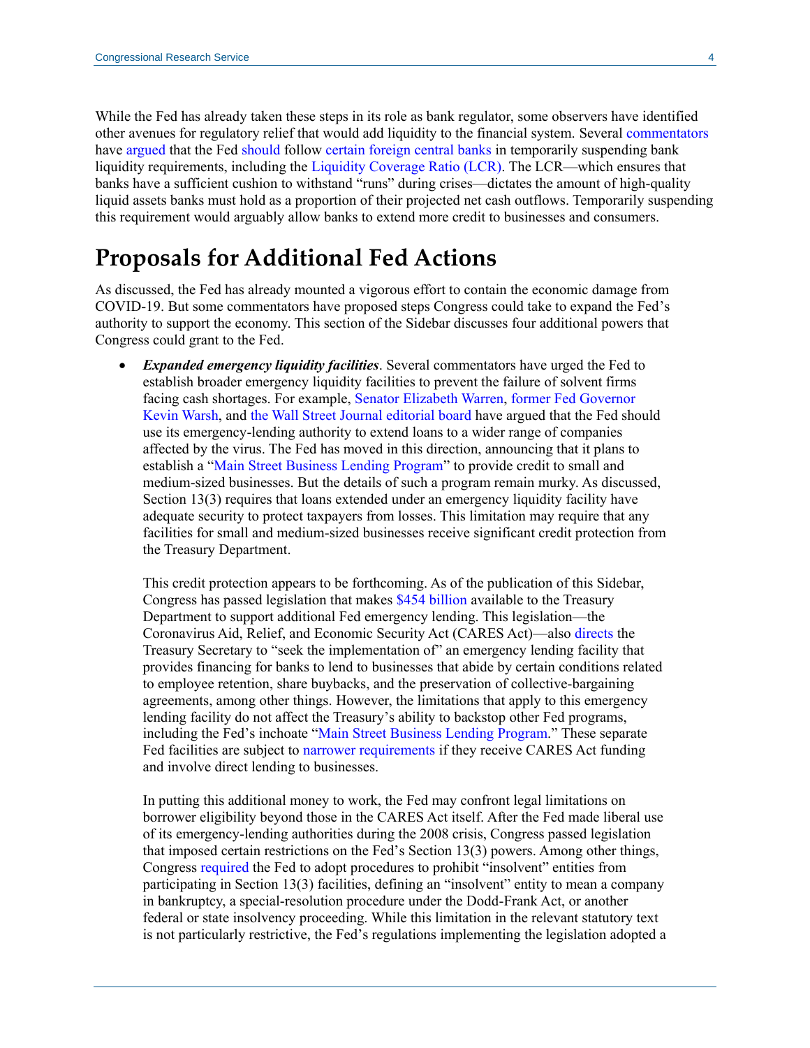While the Fed has already taken these steps in its role as bank regulator, some observers have identified other avenues for regulatory relief that would add liquidity to the financial system. Several commentators have argued that the Fed should follow certain foreign central banks in temporarily suspending bank liquidity requirements, including the Liquidity Coverage Ratio (LCR). The LCR—which ensures that banks have a sufficient cushion to withstand "runs" during crises—dictates the amount of high-quality liquid assets banks must hold as a proportion of their projected net cash outflows. Temporarily suspending this requirement would arguably allow banks to extend more credit to businesses and consumers.

## Proposals for Additional Fed Actions

As discussed, the Fed has already mounted a vigorous effort to contain the economic damage from COVID-19. But some commentators have proposed steps Congress could take to expand the Fed's authority to support the economy. This section of the Sidebar discusses four additional powers that Congress could grant to the Fed.

- ***Expanded emergency liquidity facilities***. Several commentators have urged the Fed to establish broader emergency liquidity facilities to prevent the failure of solvent firms facing cash shortages. For example, Senator Elizabeth Warren, former Fed Governor Kevin Warsh, and the Wall Street Journal editorial board have argued that the Fed should use its emergency-lending authority to extend loans to a wider range of companies affected by the virus. The Fed has moved in this direction, announcing that it plans to establish a "Main Street Business Lending Program" to provide credit to small and medium-sized businesses. But the details of such a program remain murky. As discussed, Section 13(3) requires that loans extended under an emergency liquidity facility have adequate security to protect taxpayers from losses. This limitation may require that any facilities for small and medium-sized businesses receive significant credit protection from the Treasury Department.

  This credit protection appears to be forthcoming. As of the publication of this Sidebar, Congress has passed legislation that makes $454 billion available to the Treasury Department to support additional Fed emergency lending. This legislation—the Coronavirus Aid, Relief, and Economic Security Act (CARES Act)—also directs the Treasury Secretary to "seek the implementation of" an emergency lending facility that provides financing for banks to lend to businesses that abide by certain conditions related to employee retention, share buybacks, and the preservation of collective-bargaining agreements, among other things. However, the limitations that apply to this emergency lending facility do not affect the Treasury's ability to backstop other Fed programs, including the Fed's inchoate "Main Street Business Lending Program." These separate Fed facilities are subject to narrower requirements if they receive CARES Act funding and involve direct lending to businesses.

  In putting this additional money to work, the Fed may confront legal limitations on borrower eligibility beyond those in the CARES Act itself. After the Fed made liberal use of its emergency-lending authorities during the 2008 crisis, Congress passed legislation that imposed certain restrictions on the Fed's Section 13(3) powers. Among other things, Congress required the Fed to adopt procedures to prohibit "insolvent" entities from participating in Section 13(3) facilities, defining an "insolvent" entity to mean a company in bankruptcy, a special-resolution procedure under the Dodd-Frank Act, or another federal or state insolvency proceeding. While this limitation in the relevant statutory text is not particularly restrictive, the Fed's regulations implementing the legislation adopted a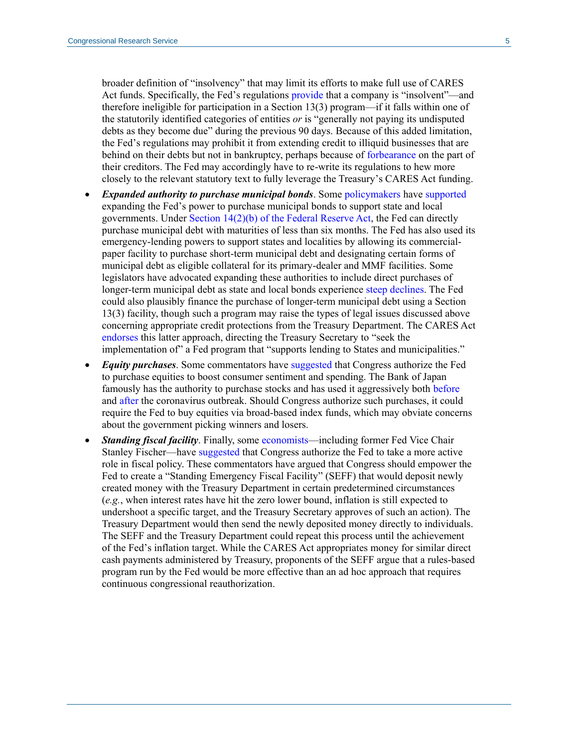broader definition of "insolvency" that may limit its efforts to make full use of CARES Act funds. Specifically, the Fed's regulations provide that a company is "insolvent"—and therefore ineligible for participation in a Section 13(3) program—if it falls within one of the statutorily identified categories of entities *or* is "generally not paying its undisputed debts as they become due" during the previous 90 days. Because of this added limitation, the Fed's regulations may prohibit it from extending credit to illiquid businesses that are behind on their debts but not in bankruptcy, perhaps because of forbearance on the part of their creditors. The Fed may accordingly have to re-write its regulations to hew more closely to the relevant statutory text to fully leverage the Treasury's CARES Act funding.

- ***Expanded authority to purchase municipal bonds***. Some policymakers have supported expanding the Fed's power to purchase municipal bonds to support state and local governments. Under Section 14(2)(b) of the Federal Reserve Act, the Fed can directly purchase municipal debt with maturities of less than six months. The Fed has also used its emergency-lending powers to support states and localities by allowing its commercial-paper facility to purchase short-term municipal debt and designating certain forms of municipal debt as eligible collateral for its primary-dealer and MMF facilities. Some legislators have advocated expanding these authorities to include direct purchases of longer-term municipal debt as state and local bonds experience steep declines. The Fed could also plausibly finance the purchase of longer-term municipal debt using a Section 13(3) facility, though such a program may raise the types of legal issues discussed above concerning appropriate credit protections from the Treasury Department. The CARES Act endorses this latter approach, directing the Treasury Secretary to "seek the implementation of" a Fed program that "supports lending to States and municipalities."
- ***Equity purchases***. Some commentators have suggested that Congress authorize the Fed to purchase equities to boost consumer sentiment and spending. The Bank of Japan famously has the authority to purchase stocks and has used it aggressively both before and after the coronavirus outbreak. Should Congress authorize such purchases, it could require the Fed to buy equities via broad-based index funds, which may obviate concerns about the government picking winners and losers.
- ***Standing fiscal facility***. Finally, some economists—including former Fed Vice Chair Stanley Fischer—have suggested that Congress authorize the Fed to take a more active role in fiscal policy. These commentators have argued that Congress should empower the Fed to create a "Standing Emergency Fiscal Facility" (SEFF) that would deposit newly created money with the Treasury Department in certain predetermined circumstances (*e.g.*, when interest rates have hit the zero lower bound, inflation is still expected to undershoot a specific target, and the Treasury Secretary approves of such an action). The Treasury Department would then send the newly deposited money directly to individuals. The SEFF and the Treasury Department could repeat this process until the achievement of the Fed's inflation target. While the CARES Act appropriates money for similar direct cash payments administered by Treasury, proponents of the SEFF argue that a rules-based program run by the Fed would be more effective than an ad hoc approach that requires continuous congressional reauthorization.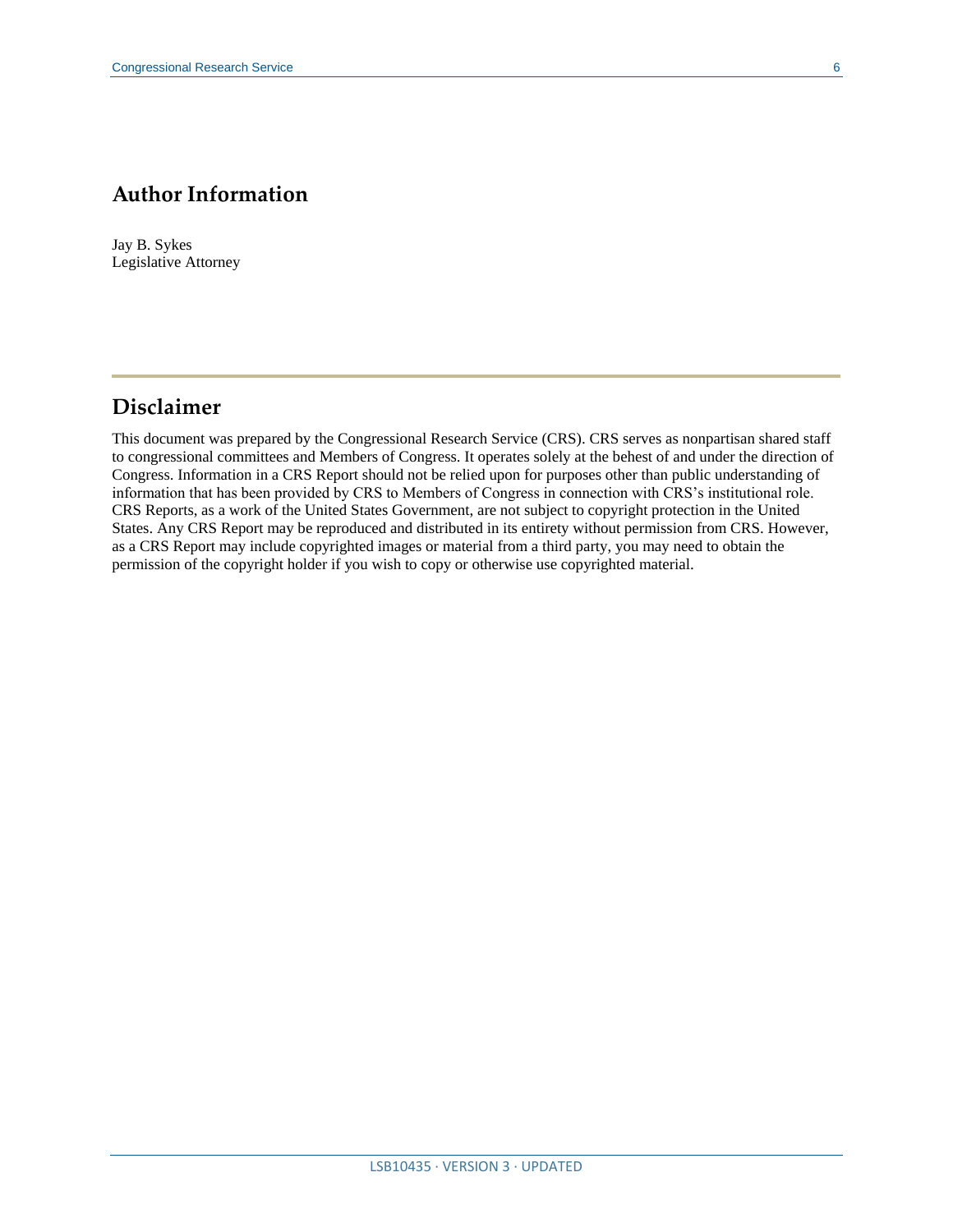## Author Information

Jay B. Sykes
Legislative Attorney

## Disclaimer

This document was prepared by the Congressional Research Service (CRS). CRS serves as nonpartisan shared staff to congressional committees and Members of Congress. It operates solely at the behest of and under the direction of Congress. Information in a CRS Report should not be relied upon for purposes other than public understanding of information that has been provided by CRS to Members of Congress in connection with CRS's institutional role. CRS Reports, as a work of the United States Government, are not subject to copyright protection in the United States. Any CRS Report may be reproduced and distributed in its entirety without permission from CRS. However, as a CRS Report may include copyrighted images or material from a third party, you may need to obtain the permission of the copyright holder if you wish to copy or otherwise use copyrighted material.